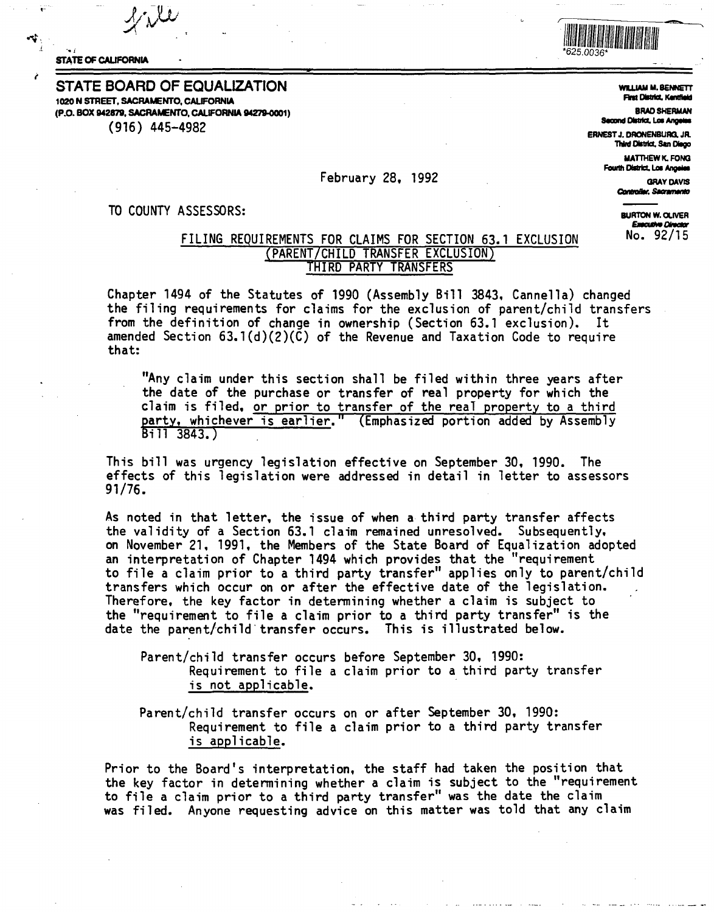STATE OF CALIFORNIA

# STATE BOARD OF EQUALIZATION

1020 N STREET, SACRAMENTO, CALIFORNIA
(P.O. BOX 942879, SACRAMENTO, CALIFORNIA 94279-0001)
(916) 445-4982

WILLIAM M. BENNETT
First District, Kentfield

BRAD SHERMAN
Second District, Los Angeles

ERNEST J. DRONENBURG, JR.
Third District, San Diego

MATTHEW K. FONG
Fourth District, Los Angeles

GRAY DAVIS
Controller, Sacramento

BURTON W. OLIVER
Executive Director

No. 92/15

February 28, 1992

TO COUNTY ASSESSORS:

## FILING REQUIREMENTS FOR CLAIMS FOR SECTION 63.1 EXCLUSION (PARENT/CHILD TRANSFER EXCLUSION) THIRD PARTY TRANSFERS

Chapter 1494 of the Statutes of 1990 (Assembly Bill 3843, Cannella) changed the filing requirements for claims for the exclusion of parent/child transfers from the definition of change in ownership (Section 63.1 exclusion). It amended Section 63.1(d)(2)(C) of the Revenue and Taxation Code to require that:

> "Any claim under this section shall be filed within three years after the date of the purchase or transfer of real property for which the claim is filed, <u>or prior to transfer of the real property to a third party, whichever is earlier.</u>" (Emphasized portion added by Assembly Bill 3843.)

This bill was urgency legislation effective on September 30, 1990. The effects of this legislation were addressed in detail in letter to assessors 91/76.

As noted in that letter, the issue of when a third party transfer affects the validity of a Section 63.1 claim remained unresolved. Subsequently, on November 21, 1991, the Members of the State Board of Equalization adopted an interpretation of Chapter 1494 which provides that the "requirement to file a claim prior to a third party transfer" applies only to parent/child transfers which occur on or after the effective date of the legislation. Therefore, the key factor in determining whether a claim is subject to the "requirement to file a claim prior to a third party transfer" is the date the parent/child transfer occurs. This is illustrated below.

> Parent/child transfer occurs before September 30, 1990:
> Requirement to file a claim prior to a third party transfer <u>is not applicable</u>.
>
> Parent/child transfer occurs on or after September 30, 1990:
> Requirement to file a claim prior to a third party transfer <u>is applicable</u>.

Prior to the Board's interpretation, the staff had taken the position that the key factor in determining whether a claim is subject to the "requirement to file a claim prior to a third party transfer" was the date the claim was filed. Anyone requesting advice on this matter was told that any claim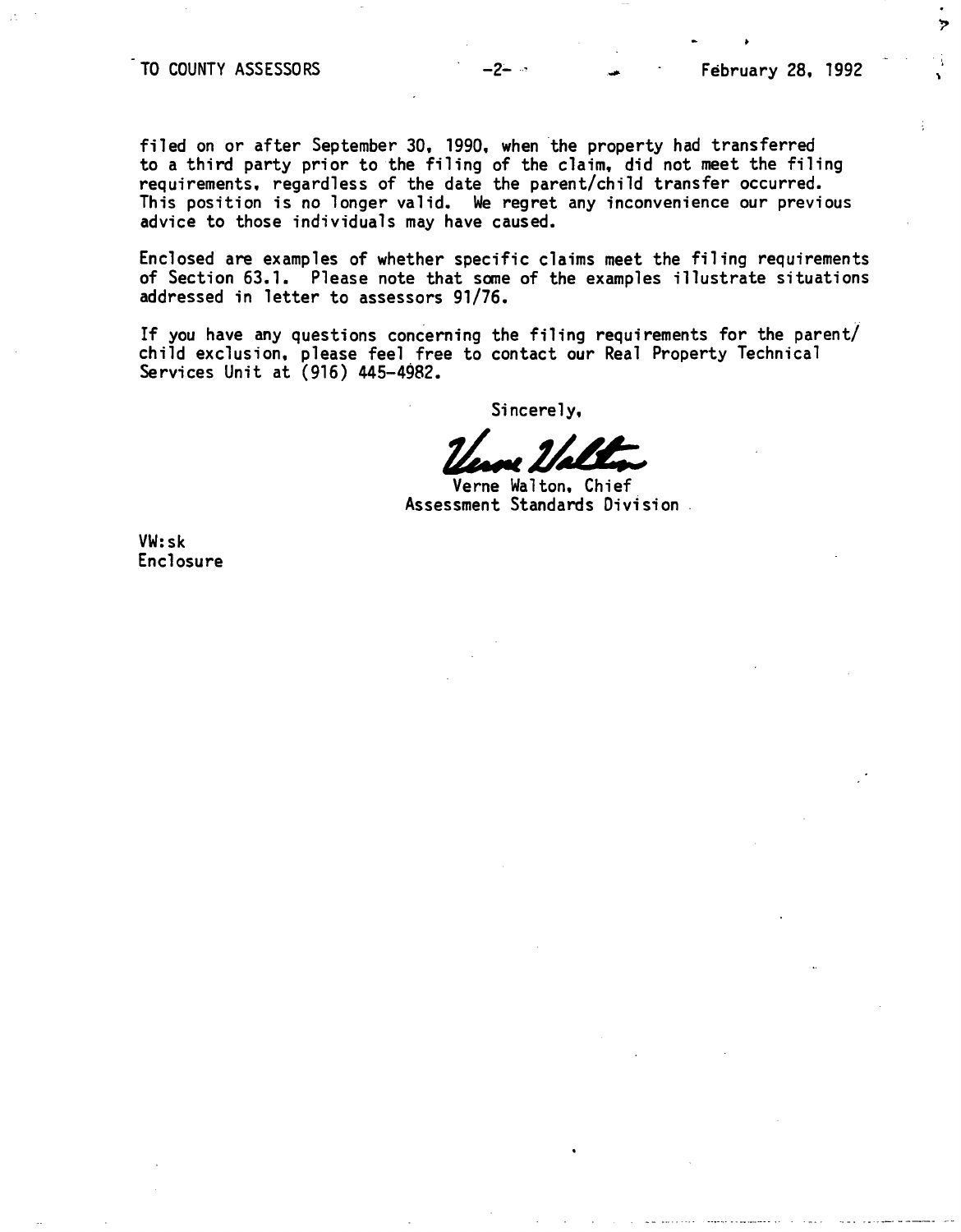filed on or after September 30, 1990, when the property had transferred to a third party prior to the filing of the claim, did not meet the filing requirements, regardless of the date the parent/child transfer occurred. This position is no longer valid. We regret any inconvenience our previous advice to those individuals may have caused.

Enclosed are examples of whether specific claims meet the filing requirements of Section 63.1. Please note that some of the examples illustrate situations addressed in letter to assessors 91/76.

If you have any questions concerning the filing requirements for the parent/child exclusion, please feel free to contact our Real Property Technical Services Unit at (916) 445-4982.

Sincerely,

Verne Walton

Verne Walton, Chief
Assessment Standards Division

VW:sk
Enclosure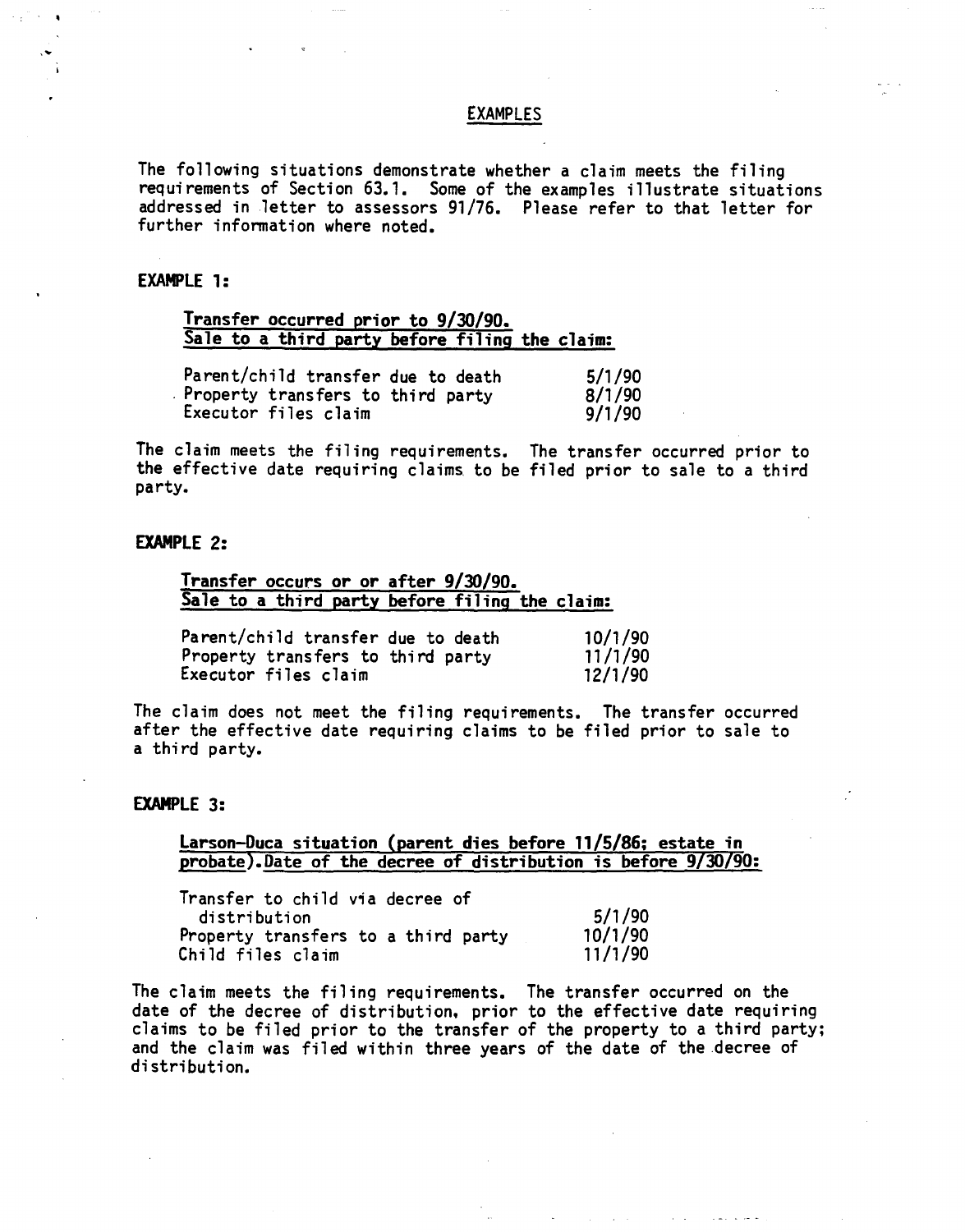# EXAMPLES

The following situations demonstrate whether a claim meets the filing requirements of Section 63.1. Some of the examples illustrate situations addressed in letter to assessors 91/76. Please refer to that letter for further information where noted.

## EXAMPLE 1:

**Transfer occurred prior to 9/30/90.**
**Sale to a third party before filing the claim:**

| | |
|---|---|
| Parent/child transfer due to death | 5/1/90 |
| Property transfers to third party | 8/1/90 |
| Executor files claim | 9/1/90 |

The claim meets the filing requirements. The transfer occurred prior to the effective date requiring claims to be filed prior to sale to a third party.

## EXAMPLE 2:

**Transfer occurs or or after 9/30/90.**
**Sale to a third party before filing the claim:**

| | |
|---|---|
| Parent/child transfer due to death | 10/1/90 |
| Property transfers to third party | 11/1/90 |
| Executor files claim | 12/1/90 |

The claim does not meet the filing requirements. The transfer occurred after the effective date requiring claims to be filed prior to sale to a third party.

## EXAMPLE 3:

**Larson-Duca situation (parent dies before 11/5/86; estate in probate). Date of the decree of distribution is before 9/30/90:**

| | |
|---|---|
| Transfer to child via decree of distribution | 5/1/90 |
| Property transfers to a third party | 10/1/90 |
| Child files claim | 11/1/90 |

The claim meets the filing requirements. The transfer occurred on the date of the decree of distribution, prior to the effective date requiring claims to be filed prior to the transfer of the property to a third party; and the claim was filed within three years of the date of the decree of distribution.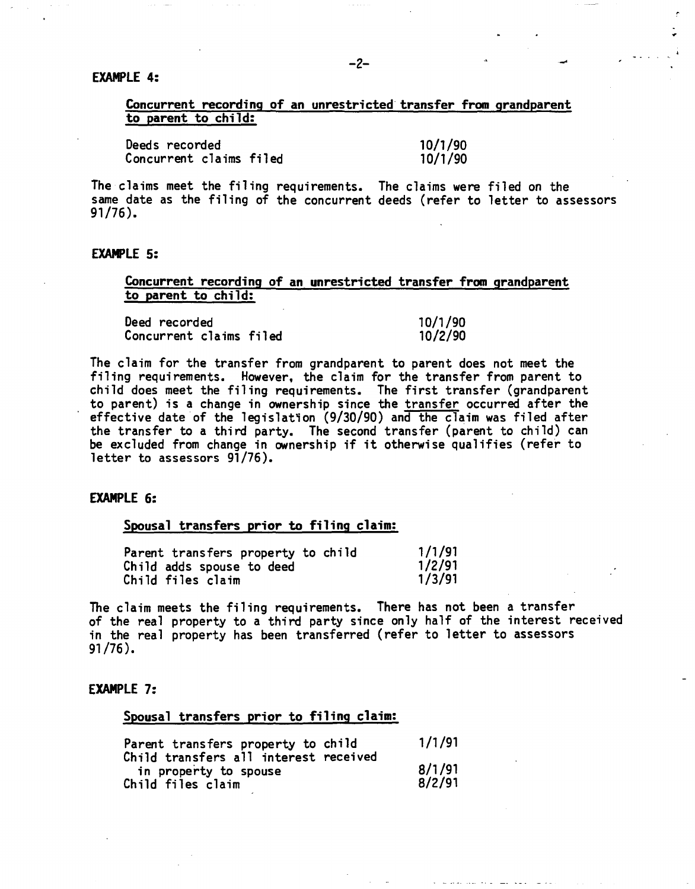**EXAMPLE 4:**

<u>Concurrent recording of an unrestricted transfer from grandparent to parent to child:</u>

| | |
|---|---|
| Deeds recorded | 10/1/90 |
| Concurrent claims filed | 10/1/90 |

The claims meet the filing requirements. The claims were filed on the same date as the filing of the concurrent deeds (refer to letter to assessors 91/76).

**EXAMPLE 5:**

<u>Concurrent recording of an unrestricted transfer from grandparent to parent to child:</u>

| | |
|---|---|
| Deed recorded | 10/1/90 |
| Concurrent claims filed | 10/2/90 |

The claim for the transfer from grandparent to parent does not meet the filing requirements. However, the claim for the transfer from parent to child does meet the filing requirements. The first transfer (grandparent to parent) is a change in ownership since the <u>transfer</u> occurred after the effective date of the legislation (9/30/90) <u>and the claim</u> was filed after the transfer to a third party. The second transfer (parent to child) can be excluded from change in ownership if it otherwise qualifies (refer to letter to assessors 91/76).

**EXAMPLE 6:**

<u>Spousal transfers prior to filing claim:</u>

| | |
|---|---|
| Parent transfers property to child | 1/1/91 |
| Child adds spouse to deed | 1/2/91 |
| Child files claim | 1/3/91 |

The claim meets the filing requirements. There has not been a transfer of the real property to a third party since only half of the interest received in the real property has been transferred (refer to letter to assessors 91/76).

**EXAMPLE 7:**

<u>Spousal transfers prior to filing claim:</u>

| | |
|---|---|
| Parent transfers property to child | 1/1/91 |
| Child transfers all interest received in property to spouse | 8/1/91 |
| Child files claim | 8/2/91 |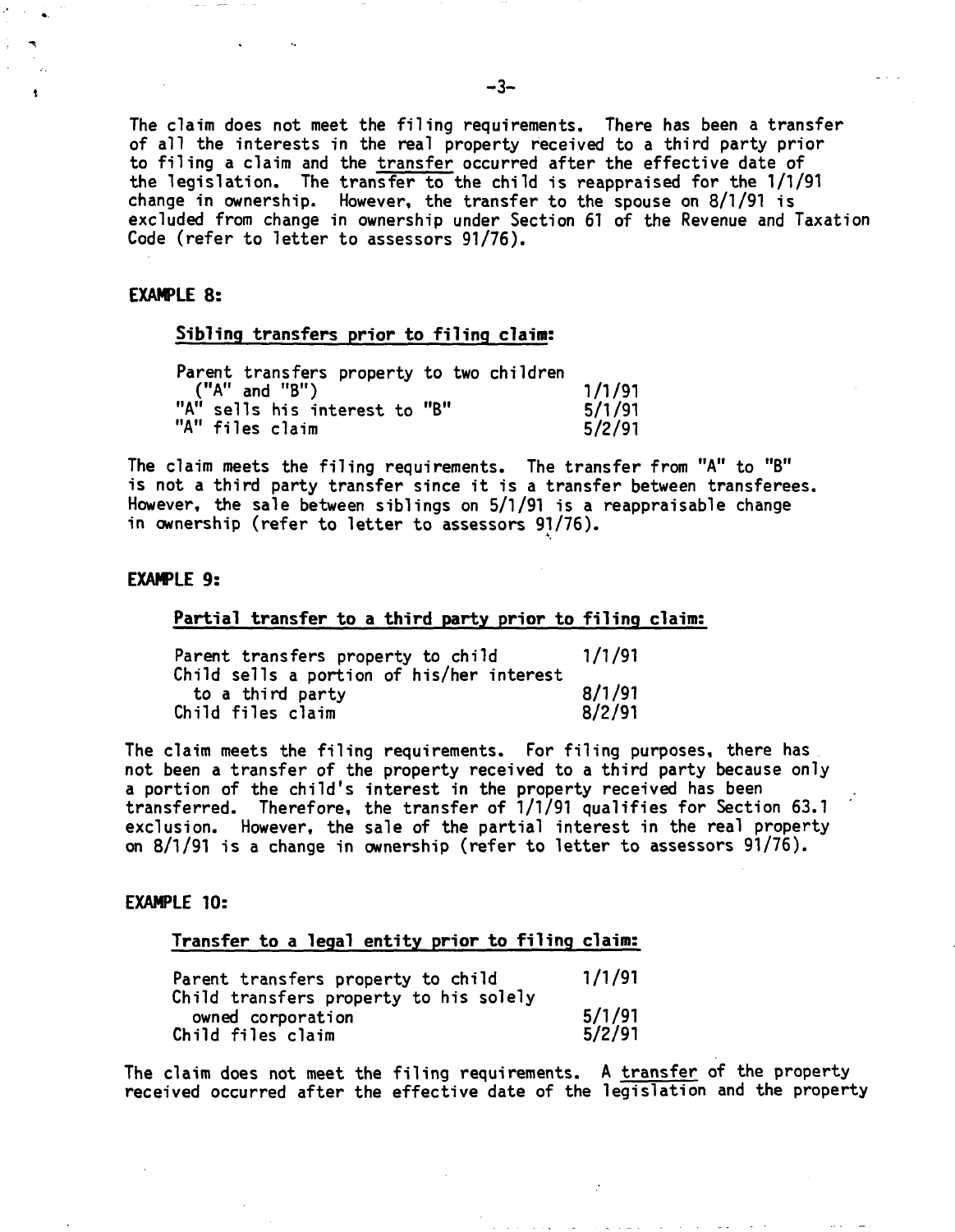The claim does not meet the filing requirements. There has been a transfer of all the interests in the real property received to a third party prior to filing a claim and the <u>transfer</u> occurred after the effective date of the legislation. The transfer to the child is reappraised for the 1/1/91 change in ownership. However, the transfer to the spouse on 8/1/91 is excluded from change in ownership under Section 61 of the Revenue and Taxation Code (refer to letter to assessors 91/76).

**EXAMPLE 8:**

**<u>Sibling transfers prior to filing claim:</u>**

| | |
|---|---|
| Parent transfers property to two children ("A" and "B") | 1/1/91 |
| "A" sells his interest to "B" | 5/1/91 |
| "A" files claim | 5/2/91 |

The claim meets the filing requirements. The transfer from "A" to "B" is not a third party transfer since it is a transfer between transferees. However, the sale between siblings on 5/1/91 is a reappraisable change in ownership (refer to letter to assessors 91/76).

**EXAMPLE 9:**

**<u>Partial transfer to a third party prior to filing claim:</u>**

| | |
|---|---|
| Parent transfers property to child | 1/1/91 |
| Child sells a portion of his/her interest to a third party | 8/1/91 |
| Child files claim | 8/2/91 |

The claim meets the filing requirements. For filing purposes, there has not been a transfer of the property received to a third party because only a portion of the child's interest in the property received has been transferred. Therefore, the transfer of 1/1/91 qualifies for Section 63.1 exclusion. However, the sale of the partial interest in the real property on 8/1/91 is a change in ownership (refer to letter to assessors 91/76).

**EXAMPLE 10:**

**<u>Transfer to a legal entity prior to filing claim:</u>**

| | |
|---|---|
| Parent transfers property to child | 1/1/91 |
| Child transfers property to his solely owned corporation | 5/1/91 |
| Child files claim | 5/2/91 |

The claim does not meet the filing requirements. A <u>transfer</u> of the property received occurred after the effective date of the legislation and the property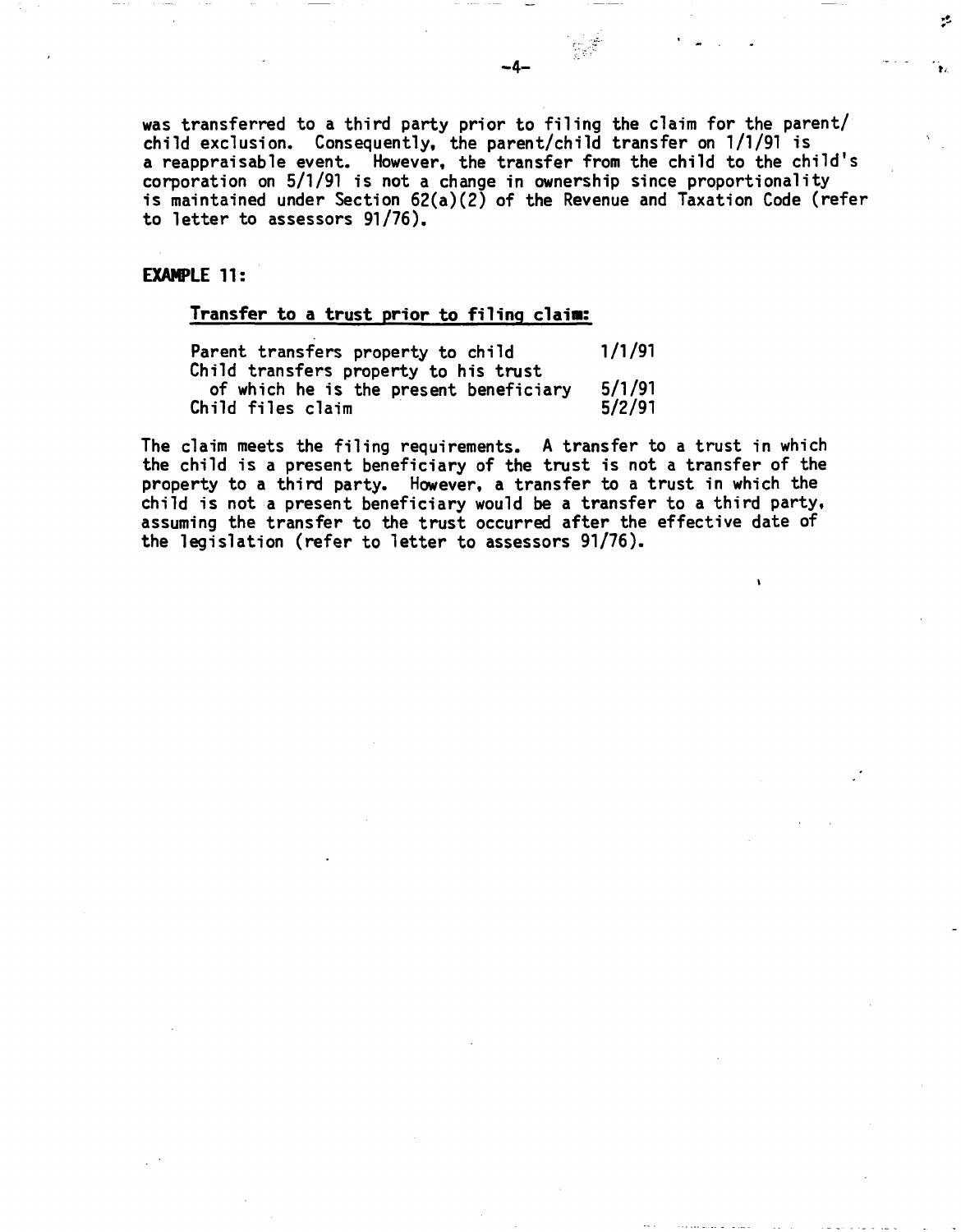was transferred to a third party prior to filing the claim for the parent/child exclusion. Consequently, the parent/child transfer on 1/1/91 is a reappraisable event. However, the transfer from the child to the child's corporation on 5/1/91 is not a change in ownership since proportionality is maintained under Section 62(a)(2) of the Revenue and Taxation Code (refer to letter to assessors 91/76).

**EXAMPLE 11:**

**Transfer to a trust prior to filing claim:**

| | |
|---|---|
| Parent transfers property to child | 1/1/91 |
| Child transfers property to his trust of which he is the present beneficiary | 5/1/91 |
| Child files claim | 5/2/91 |

The claim meets the filing requirements. A transfer to a trust in which the child is a present beneficiary of the trust is not a transfer of the property to a third party. However, a transfer to a trust in which the child is not a present beneficiary would be a transfer to a third party, assuming the transfer to the trust occurred after the effective date of the legislation (refer to letter to assessors 91/76).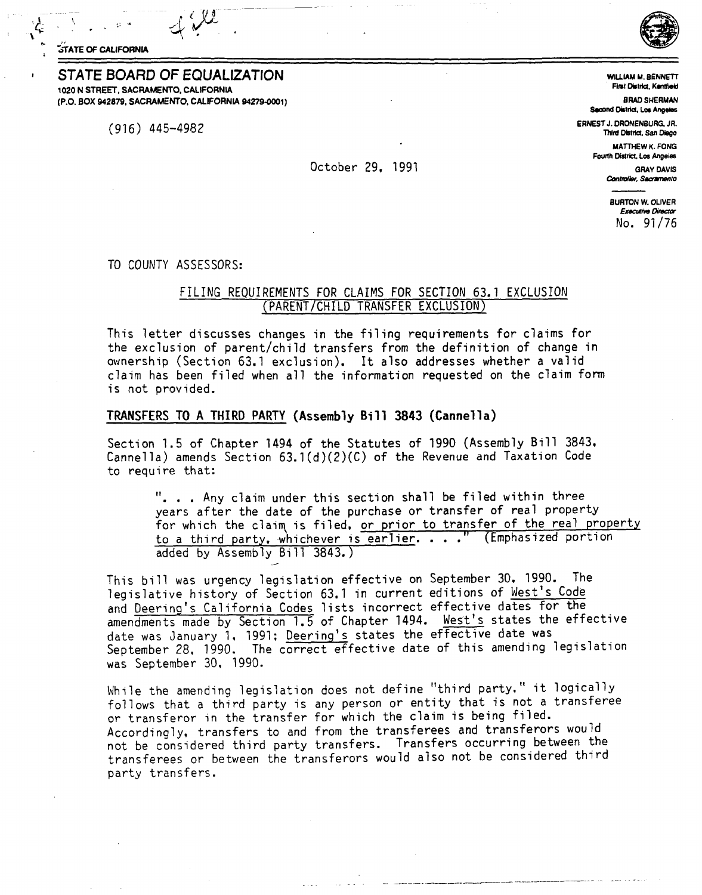STATE OF CALIFORNIA

# STATE BOARD OF EQUALIZATION

1020 N STREET, SACRAMENTO, CALIFORNIA
(P.O. BOX 942879, SACRAMENTO, CALIFORNIA 94279-0001)

(916) 445-4982

WILLIAM M. BENNETT
First District, Kentfield

BRAD SHERMAN
Second District, Los Angeles

ERNEST J. DRONENBURG, JR.
Third District, San Diego

MATTHEW K. FONG
Fourth District, Los Angeles

GRAY DAVIS
Controller, Sacramento

BURTON W. OLIVER
Executive Director

No. 91/76

October 29, 1991

TO COUNTY ASSESSORS:

## FILING REQUIREMENTS FOR CLAIMS FOR SECTION 63.1 EXCLUSION (PARENT/CHILD TRANSFER EXCLUSION)

This letter discusses changes in the filing requirements for claims for the exclusion of parent/child transfers from the definition of change in ownership (Section 63.1 exclusion). It also addresses whether a valid claim has been filed when all the information requested on the claim form is not provided.

### TRANSFERS TO A THIRD PARTY (Assembly Bill 3843 (Cannella)

Section 1.5 of Chapter 1494 of the Statutes of 1990 (Assembly Bill 3843, Cannella) amends Section 63.1(d)(2)(C) of the Revenue and Taxation Code to require that:

> ". . . Any claim under this section shall be filed within three years after the date of the purchase or transfer of real property for which the claim is filed, or prior to transfer of the real property to a third party, whichever is earlier. . . ." (Emphasized portion added by Assembly Bill 3843.)

This bill was urgency legislation effective on September 30, 1990. The legislative history of Section 63.1 in current editions of West's Code and Deering's California Codes lists incorrect effective dates for the amendments made by Section 1.5 of Chapter 1494. West's states the effective date was January 1, 1991; Deering's states the effective date was September 28, 1990. The correct effective date of this amending legislation was September 30, 1990.

While the amending legislation does not define "third party," it logically follows that a third party is any person or entity that is not a transferee or transferor in the transfer for which the claim is being filed. Accordingly, transfers to and from the transferees and transferors would not be considered third party transfers. Transfers occurring between the transferees or between the transferors would also not be considered third party transfers.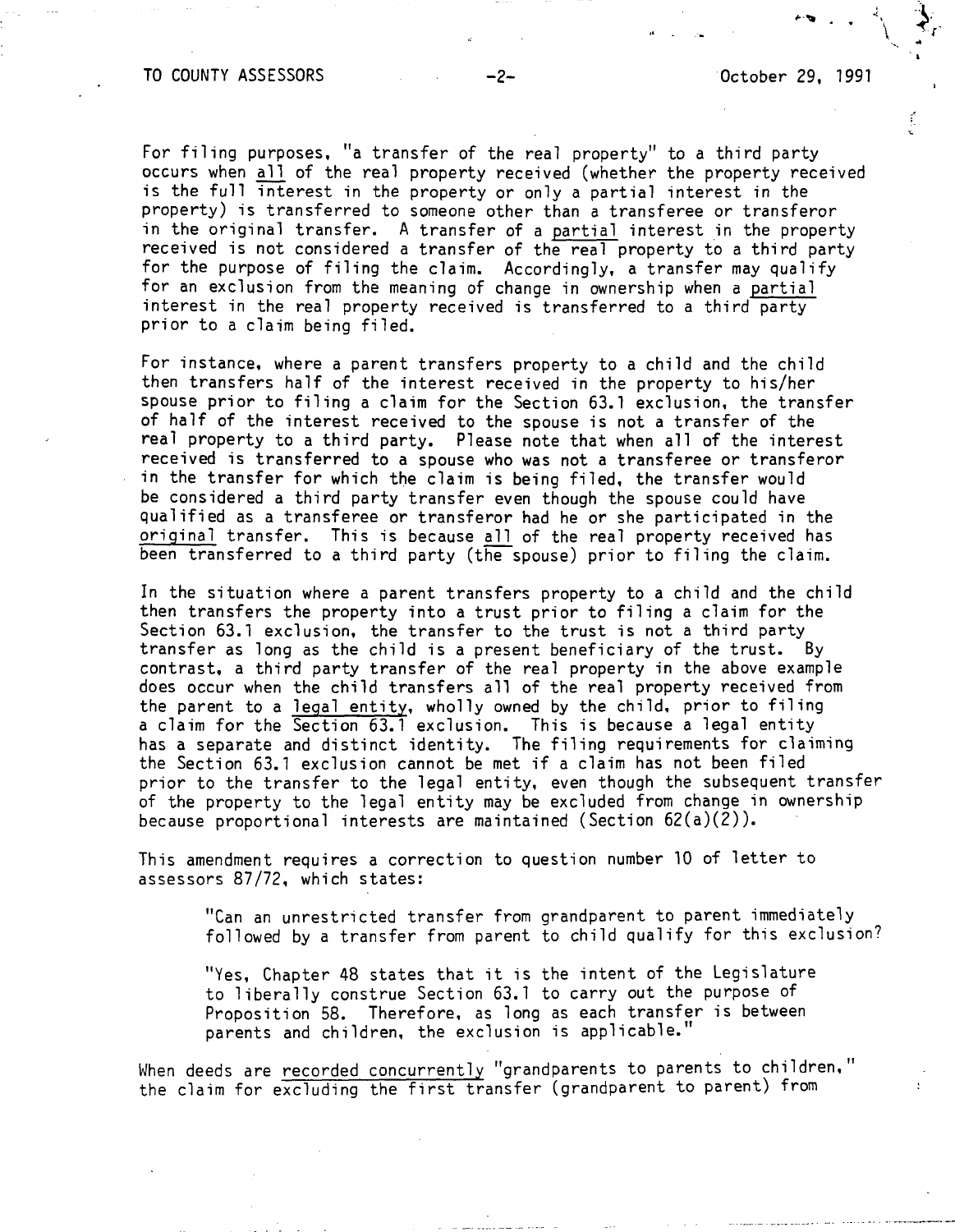For filing purposes, "a transfer of the real property" to a third party occurs when all of the real property received (whether the property received is the full interest in the property or only a partial interest in the property) is transferred to someone other than a transferee or transferor in the original transfer. A transfer of a partial interest in the property received is not considered a transfer of the real property to a third party for the purpose of filing the claim. Accordingly, a transfer may qualify for an exclusion from the meaning of change in ownership when a partial interest in the real property received is transferred to a third party prior to a claim being filed.

For instance, where a parent transfers property to a child and the child then transfers half of the interest received in the property to his/her spouse prior to filing a claim for the Section 63.1 exclusion, the transfer of half of the interest received to the spouse is not a transfer of the real property to a third party. Please note that when all of the interest received is transferred to a spouse who was not a transferee or transferor in the transfer for which the claim is being filed, the transfer would be considered a third party transfer even though the spouse could have qualified as a transferee or transferor had he or she participated in the original transfer. This is because all of the real property received has been transferred to a third party (the spouse) prior to filing the claim.

In the situation where a parent transfers property to a child and the child then transfers the property into a trust prior to filing a claim for the Section 63.1 exclusion, the transfer to the trust is not a third party transfer as long as the child is a present beneficiary of the trust. By contrast, a third party transfer of the real property in the above example does occur when the child transfers all of the real property received from the parent to a legal entity, wholly owned by the child, prior to filing a claim for the Section 63.1 exclusion. This is because a legal entity has a separate and distinct identity. The filing requirements for claiming the Section 63.1 exclusion cannot be met if a claim has not been filed prior to the transfer to the legal entity, even though the subsequent transfer of the property to the legal entity may be excluded from change in ownership because proportional interests are maintained (Section 62(a)(2)).

This amendment requires a correction to question number 10 of letter to assessors 87/72, which states:

> "Can an unrestricted transfer from grandparent to parent immediately followed by a transfer from parent to child qualify for this exclusion?
>
> "Yes, Chapter 48 states that it is the intent of the Legislature to liberally construe Section 63.1 to carry out the purpose of Proposition 58. Therefore, as long as each transfer is between parents and children, the exclusion is applicable."

When deeds are recorded concurrently "grandparents to parents to children," the claim for excluding the first transfer (grandparent to parent) from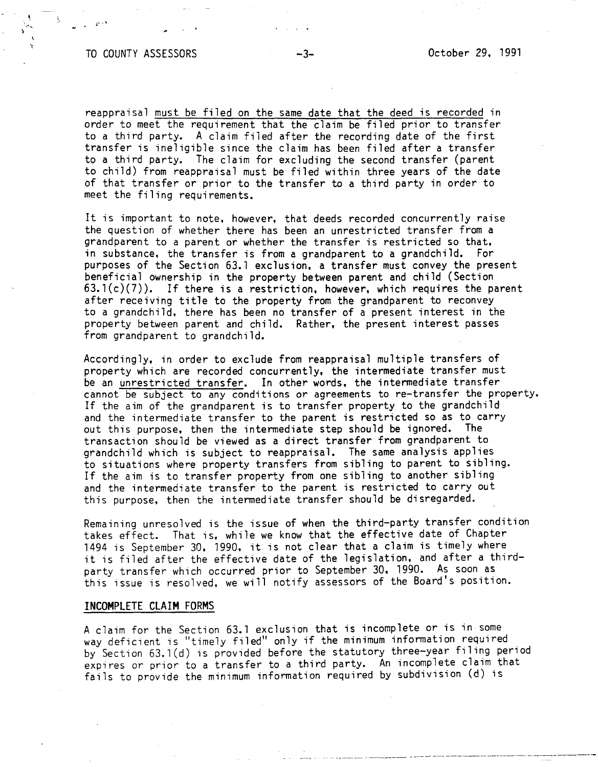reappraisal must be filed on the same date that the deed is recorded in order to meet the requirement that the claim be filed prior to transfer to a third party. A claim filed after the recording date of the first transfer is ineligible since the claim has been filed after a transfer to a third party. The claim for excluding the second transfer (parent to child) from reappraisal must be filed within three years of the date of that transfer or prior to the transfer to a third party in order to meet the filing requirements.

It is important to note, however, that deeds recorded concurrently raise the question of whether there has been an unrestricted transfer from a grandparent to a parent or whether the transfer is restricted so that, in substance, the transfer is from a grandparent to a grandchild. For purposes of the Section 63.1 exclusion, a transfer must convey the present beneficial ownership in the property between parent and child (Section 63.1(c)(7)). If there is a restriction, however, which requires the parent after receiving title to the property from the grandparent to reconvey to a grandchild, there has been no transfer of a present interest in the property between parent and child. Rather, the present interest passes from grandparent to grandchild.

Accordingly, in order to exclude from reappraisal multiple transfers of property which are recorded concurrently, the intermediate transfer must be an unrestricted transfer. In other words, the intermediate transfer cannot be subject to any conditions or agreements to re-transfer the property. If the aim of the grandparent is to transfer property to the grandchild and the intermediate transfer to the parent is restricted so as to carry out this purpose, then the intermediate step should be ignored. The transaction should be viewed as a direct transfer from grandparent to grandchild which is subject to reappraisal. The same analysis applies to situations where property transfers from sibling to parent to sibling. If the aim is to transfer property from one sibling to another sibling and the intermediate transfer to the parent is restricted to carry out this purpose, then the intermediate transfer should be disregarded.

Remaining unresolved is the issue of when the third-party transfer condition takes effect. That is, while we know that the effective date of Chapter 1494 is September 30, 1990, it is not clear that a claim is timely where it is filed after the effective date of the legislation, and after a third-party transfer which occurred prior to September 30, 1990. As soon as this issue is resolved, we will notify assessors of the Board's position.

## INCOMPLETE CLAIM FORMS

A claim for the Section 63.1 exclusion that is incomplete or is in some way deficient is "timely filed" only if the minimum information required by Section 63.1(d) is provided before the statutory three-year filing period expires or prior to a transfer to a third party. An incomplete claim that fails to provide the minimum information required by subdivision (d) is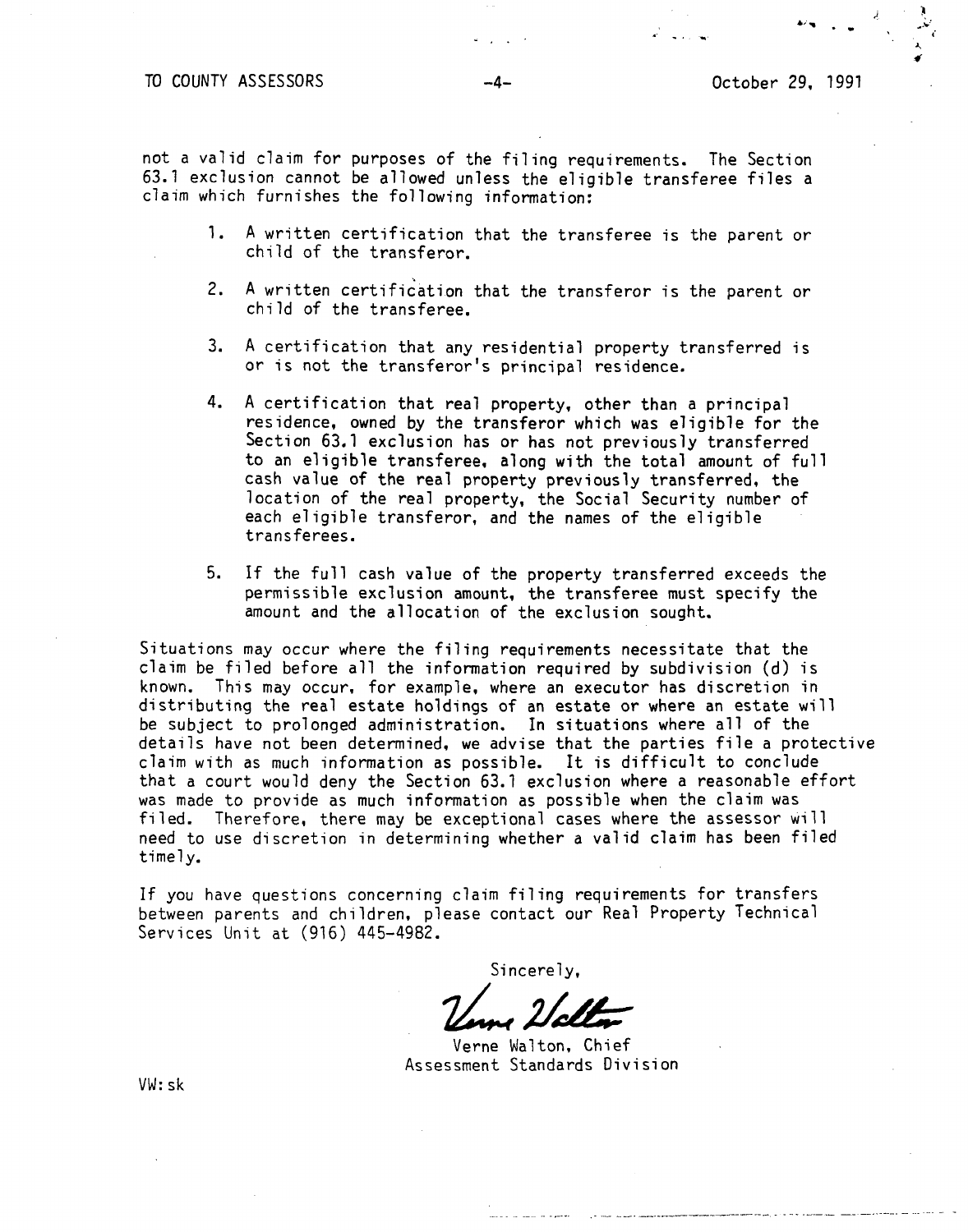not a valid claim for purposes of the filing requirements. The Section 63.1 exclusion cannot be allowed unless the eligible transferee files a claim which furnishes the following information:

1. A written certification that the transferee is the parent or child of the transferor.

2. A written certification that the transferor is the parent or child of the transferee.

3. A certification that any residential property transferred is or is not the transferor's principal residence.

4. A certification that real property, other than a principal residence, owned by the transferor which was eligible for the Section 63.1 exclusion has or has not previously transferred to an eligible transferee, along with the total amount of full cash value of the real property previously transferred, the location of the real property, the Social Security number of each eligible transferor, and the names of the eligible transferees.

5. If the full cash value of the property transferred exceeds the permissible exclusion amount, the transferee must specify the amount and the allocation of the exclusion sought.

Situations may occur where the filing requirements necessitate that the claim be filed before all the information required by subdivision (d) is known. This may occur, for example, where an executor has discretion in distributing the real estate holdings of an estate or where an estate will be subject to prolonged administration. In situations where all of the details have not been determined, we advise that the parties file a protective claim with as much information as possible. It is difficult to conclude that a court would deny the Section 63.1 exclusion where a reasonable effort was made to provide as much information as possible when the claim was filed. Therefore, there may be exceptional cases where the assessor will need to use discretion in determining whether a valid claim has been filed timely.

If you have questions concerning claim filing requirements for transfers between parents and children, please contact our Real Property Technical Services Unit at (916) 445-4982.

Sincerely,

Verne Walton

Verne Walton, Chief
Assessment Standards Division

VW:sk